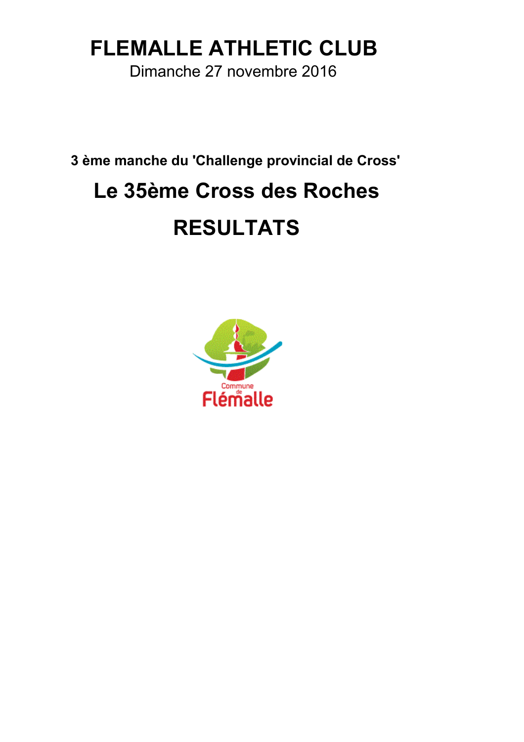# FLEMALLE ATHLETIC CLUB

Dimanche 27 novembre 2016

**3 ème manche du 'Challenge provincial de Cross'**

## Le 35ème Cross des Roches

## RESULTATS

Commune de Flémalle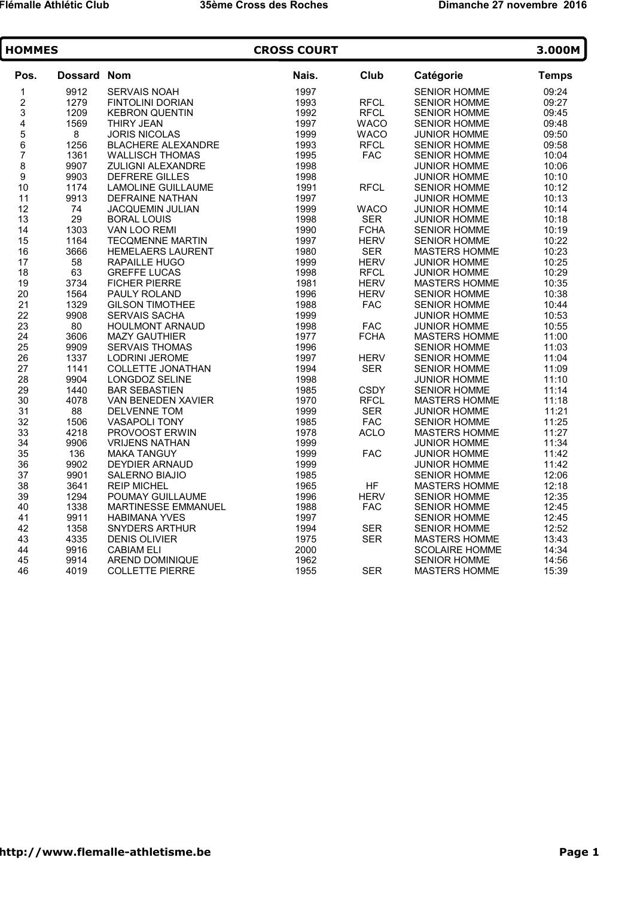## HOMMES — CROSS COURT — 3.000M

| Pos. | Dossard | Nom | Nais. | Club | Catégorie | Temps |
|---|---|---|---|---|---|---|
| 1 | 9912 | SERVAIS NOAH | 1997 | | SENIOR HOMME | 09:24 |
| 2 | 1279 | FINTOLINI DORIAN | 1993 | RFCL | SENIOR HOMME | 09:27 |
| 3 | 1209 | KEBRON QUENTIN | 1992 | RFCL | SENIOR HOMME | 09:45 |
| 4 | 1569 | THIRY JEAN | 1997 | WACO | SENIOR HOMME | 09:48 |
| 5 | 8 | JORIS NICOLAS | 1999 | WACO | JUNIOR HOMME | 09:50 |
| 6 | 1256 | BLACHERE ALEXANDRE | 1993 | RFCL | SENIOR HOMME | 09:58 |
| 7 | 1361 | WALLISCH THOMAS | 1995 | FAC | SENIOR HOMME | 10:04 |
| 8 | 9907 | ZULIGNI ALEXANDRE | 1998 | | JUNIOR HOMME | 10:06 |
| 9 | 9903 | DEFRERE GILLES | 1998 | | JUNIOR HOMME | 10:10 |
| 10 | 1174 | LAMOLINE GUILLAUME | 1991 | RFCL | SENIOR HOMME | 10:12 |
| 11 | 9913 | DEFRAINE NATHAN | 1997 | | JUNIOR HOMME | 10:13 |
| 12 | 74 | JACQUEMIN JULIAN | 1999 | WACO | JUNIOR HOMME | 10:14 |
| 13 | 29 | BORAL LOUIS | 1998 | SER | JUNIOR HOMME | 10:18 |
| 14 | 1303 | VAN LOO REMI | 1990 | FCHA | SENIOR HOMME | 10:19 |
| 15 | 1164 | TECQMENNE MARTIN | 1997 | HERV | SENIOR HOMME | 10:22 |
| 16 | 3666 | HEMELAERS LAURENT | 1980 | SER | MASTERS HOMME | 10:23 |
| 17 | 58 | RAPAILLE HUGO | 1999 | HERV | JUNIOR HOMME | 10:25 |
| 18 | 63 | GREFFE LUCAS | 1998 | RFCL | JUNIOR HOMME | 10:29 |
| 19 | 3734 | FICHER PIERRE | 1981 | HERV | MASTERS HOMME | 10:35 |
| 20 | 1564 | PAULY ROLAND | 1996 | HERV | SENIOR HOMME | 10:38 |
| 21 | 1329 | GILSON TIMOTHEE | 1988 | FAC | SENIOR HOMME | 10:44 |
| 22 | 9908 | SERVAIS SACHA | 1999 | | JUNIOR HOMME | 10:53 |
| 23 | 80 | HOULMONT ARNAUD | 1998 | FAC | JUNIOR HOMME | 10:55 |
| 24 | 3606 | MAZY GAUTHIER | 1977 | FCHA | MASTERS HOMME | 11:00 |
| 25 | 9909 | SERVAIS THOMAS | 1996 | | SENIOR HOMME | 11:03 |
| 26 | 1337 | LODRINI JEROME | 1997 | HERV | SENIOR HOMME | 11:04 |
| 27 | 1141 | COLLETTE JONATHAN | 1994 | SER | SENIOR HOMME | 11:09 |
| 28 | 9904 | LONGDOZ SELINE | 1998 | | JUNIOR HOMME | 11:10 |
| 29 | 1440 | BAR SEBASTIEN | 1985 | CSDY | SENIOR HOMME | 11:14 |
| 30 | 4078 | VAN BENEDEN XAVIER | 1970 | RFCL | MASTERS HOMME | 11:18 |
| 31 | 88 | DELVENNE TOM | 1999 | SER | JUNIOR HOMME | 11:21 |
| 32 | 1506 | VASAPOLI TONY | 1985 | FAC | SENIOR HOMME | 11:25 |
| 33 | 4218 | PROVOOST ERWIN | 1978 | ACLO | MASTERS HOMME | 11:27 |
| 34 | 9906 | VRIJENS NATHAN | 1999 | | JUNIOR HOMME | 11:34 |
| 35 | 136 | MAKA TANGUY | 1999 | FAC | JUNIOR HOMME | 11:42 |
| 36 | 9902 | DEYDIER ARNAUD | 1999 | | JUNIOR HOMME | 11:42 |
| 37 | 9901 | SALERNO BIAJIO | 1985 | | SENIOR HOMME | 12:06 |
| 38 | 3641 | REIP MICHEL | 1965 | HF | MASTERS HOMME | 12:18 |
| 39 | 1294 | POUMAY GUILLAUME | 1996 | HERV | SENIOR HOMME | 12:35 |
| 40 | 1338 | MARTINESSE EMMANUEL | 1988 | FAC | SENIOR HOMME | 12:45 |
| 41 | 9911 | HABIMANA YVES | 1997 | | SENIOR HOMME | 12:45 |
| 42 | 1358 | SNYDERS ARTHUR | 1994 | SER | SENIOR HOMME | 12:52 |
| 43 | 4335 | DENIS OLIVIER | 1975 | SER | MASTERS HOMME | 13:43 |
| 44 | 9916 | CABIAM ELI | 2000 | | SCOLAIRE HOMME | 14:34 |
| 45 | 9914 | AREND DOMINIQUE | 1962 | | SENIOR HOMME | 14:56 |
| 46 | 4019 | COLLETTE PIERRE | 1955 | SER | MASTERS HOMME | 15:39 |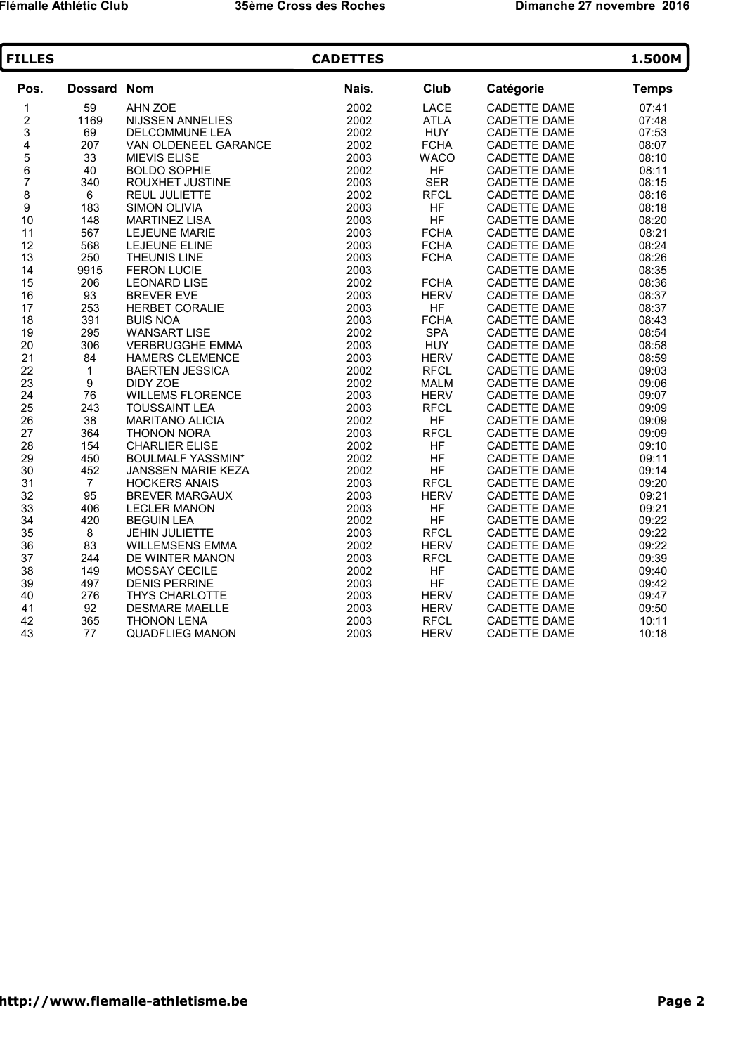## FILLES — CADETTES — 1.500M

| Pos. | Dossard | Nom | Nais. | Club | Catégorie | Temps |
|---|---|---|---|---|---|---|
| 1 | 59 | AHN ZOE | 2002 | LACE | CADETTE DAME | 07:41 |
| 2 | 1169 | NIJSSEN ANNELIES | 2002 | ATLA | CADETTE DAME | 07:48 |
| 3 | 69 | DELCOMMUNE LEA | 2002 | HUY | CADETTE DAME | 07:53 |
| 4 | 207 | VAN OLDENEEL GARANCE | 2002 | FCHA | CADETTE DAME | 08:07 |
| 5 | 33 | MIEVIS ELISE | 2003 | WACO | CADETTE DAME | 08:10 |
| 6 | 40 | BOLDO SOPHIE | 2002 | HF | CADETTE DAME | 08:11 |
| 7 | 340 | ROUXHET JUSTINE | 2003 | SER | CADETTE DAME | 08:15 |
| 8 | 6 | REUL JULIETTE | 2002 | RFCL | CADETTE DAME | 08:16 |
| 9 | 183 | SIMON OLIVIA | 2003 | HF | CADETTE DAME | 08:18 |
| 10 | 148 | MARTINEZ LISA | 2003 | HF | CADETTE DAME | 08:20 |
| 11 | 567 | LEJEUNE MARIE | 2003 | FCHA | CADETTE DAME | 08:21 |
| 12 | 568 | LEJEUNE ELINE | 2003 | FCHA | CADETTE DAME | 08:24 |
| 13 | 250 | THEUNIS LINE | 2003 | FCHA | CADETTE DAME | 08:26 |
| 14 | 9915 | FERON LUCIE | 2003 | | CADETTE DAME | 08:35 |
| 15 | 206 | LEONARD LISE | 2002 | FCHA | CADETTE DAME | 08:36 |
| 16 | 93 | BREVER EVE | 2003 | HERV | CADETTE DAME | 08:37 |
| 17 | 253 | HERBET CORALIE | 2003 | HF | CADETTE DAME | 08:37 |
| 18 | 391 | BUIS NOA | 2003 | FCHA | CADETTE DAME | 08:43 |
| 19 | 295 | WANSART LISE | 2002 | SPA | CADETTE DAME | 08:54 |
| 20 | 306 | VERBRUGGHE EMMA | 2003 | HUY | CADETTE DAME | 08:58 |
| 21 | 84 | HAMERS CLEMENCE | 2003 | HERV | CADETTE DAME | 08:59 |
| 22 | 1 | BAERTEN JESSICA | 2002 | RFCL | CADETTE DAME | 09:03 |
| 23 | 9 | DIDY ZOE | 2002 | MALM | CADETTE DAME | 09:06 |
| 24 | 76 | WILLEMS FLORENCE | 2003 | HERV | CADETTE DAME | 09:07 |
| 25 | 243 | TOUSSAINT LEA | 2003 | RFCL | CADETTE DAME | 09:09 |
| 26 | 38 | MARITANO ALICIA | 2002 | HF | CADETTE DAME | 09:09 |
| 27 | 364 | THONON NORA | 2003 | RFCL | CADETTE DAME | 09:09 |
| 28 | 154 | CHARLIER ELISE | 2002 | HF | CADETTE DAME | 09:10 |
| 29 | 450 | BOULMALF YASSMIN* | 2002 | HF | CADETTE DAME | 09:11 |
| 30 | 452 | JANSSEN MARIE KEZA | 2002 | HF | CADETTE DAME | 09:14 |
| 31 | 7 | HOCKERS ANAIS | 2003 | RFCL | CADETTE DAME | 09:20 |
| 32 | 95 | BREVER MARGAUX | 2003 | HERV | CADETTE DAME | 09:21 |
| 33 | 406 | LECLER MANON | 2003 | HF | CADETTE DAME | 09:21 |
| 34 | 420 | BEGUIN LEA | 2002 | HF | CADETTE DAME | 09:22 |
| 35 | 8 | JEHIN JULIETTE | 2003 | RFCL | CADETTE DAME | 09:22 |
| 36 | 83 | WILLEMSENS EMMA | 2002 | HERV | CADETTE DAME | 09:22 |
| 37 | 244 | DE WINTER MANON | 2003 | RFCL | CADETTE DAME | 09:39 |
| 38 | 149 | MOSSAY CECILE | 2002 | HF | CADETTE DAME | 09:40 |
| 39 | 497 | DENIS PERRINE | 2003 | HF | CADETTE DAME | 09:42 |
| 40 | 276 | THYS CHARLOTTE | 2003 | HERV | CADETTE DAME | 09:47 |
| 41 | 92 | DESMARE MAELLE | 2003 | HERV | CADETTE DAME | 09:50 |
| 42 | 365 | THONON LENA | 2003 | RFCL | CADETTE DAME | 10:11 |
| 43 | 77 | QUADFLIEG MANON | 2003 | HERV | CADETTE DAME | 10:18 |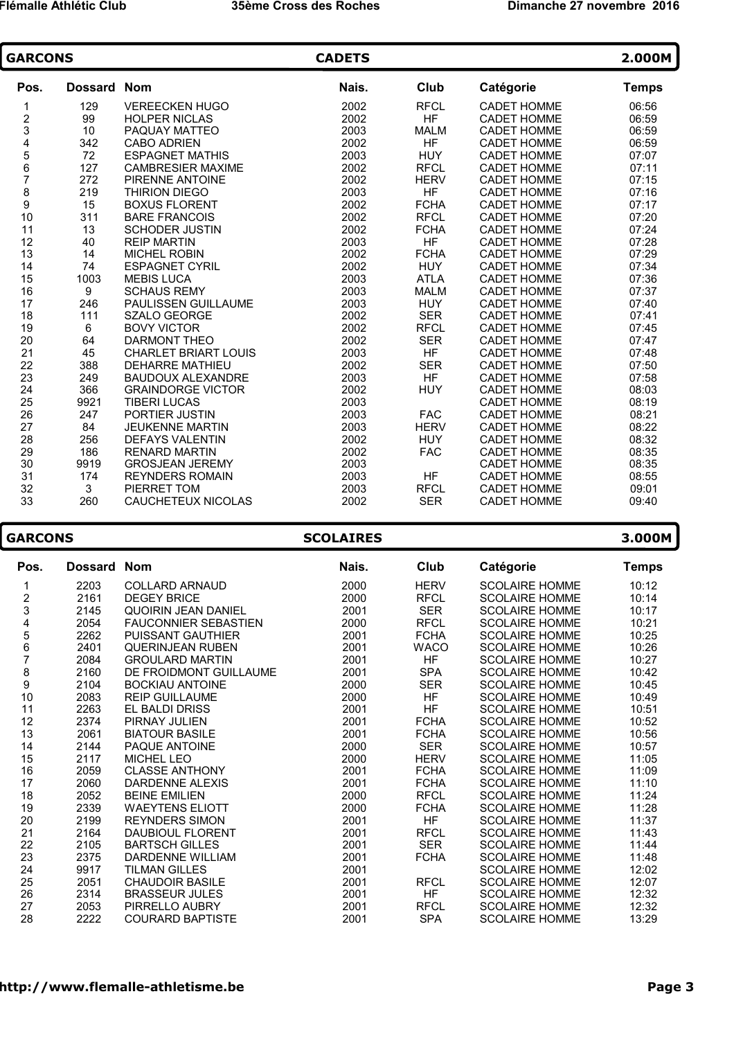## GARCONS — CADETS — 2.000M

| Pos. | Dossard | Nom | Nais. | Club | Catégorie | Temps |
|---|---|---|---|---|---|---|
| 1 | 129 | VEREECKEN HUGO | 2002 | RFCL | CADET HOMME | 06:56 |
| 2 | 99 | HOLPER NICLAS | 2002 | HF | CADET HOMME | 06:59 |
| 3 | 10 | PAQUAY MATTEO | 2003 | MALM | CADET HOMME | 06:59 |
| 4 | 342 | CABO ADRIEN | 2002 | HF | CADET HOMME | 06:59 |
| 5 | 72 | ESPAGNET MATHIS | 2003 | HUY | CADET HOMME | 07:07 |
| 6 | 127 | CAMBRESIER MAXIME | 2002 | RFCL | CADET HOMME | 07:11 |
| 7 | 272 | PIRENNE ANTOINE | 2002 | HERV | CADET HOMME | 07:15 |
| 8 | 219 | THIRION DIEGO | 2003 | HF | CADET HOMME | 07:16 |
| 9 | 15 | BOXUS FLORENT | 2002 | FCHA | CADET HOMME | 07:17 |
| 10 | 311 | BARE FRANCOIS | 2002 | RFCL | CADET HOMME | 07:20 |
| 11 | 13 | SCHODER JUSTIN | 2002 | FCHA | CADET HOMME | 07:24 |
| 12 | 40 | REIP MARTIN | 2003 | HF | CADET HOMME | 07:28 |
| 13 | 14 | MICHEL ROBIN | 2002 | FCHA | CADET HOMME | 07:29 |
| 14 | 74 | ESPAGNET CYRIL | 2002 | HUY | CADET HOMME | 07:34 |
| 15 | 1003 | MEBIS LUCA | 2003 | ATLA | CADET HOMME | 07:36 |
| 16 | 9 | SCHAUS REMY | 2003 | MALM | CADET HOMME | 07:37 |
| 17 | 246 | PAULISSEN GUILLAUME | 2003 | HUY | CADET HOMME | 07:40 |
| 18 | 111 | SZALO GEORGE | 2002 | SER | CADET HOMME | 07:41 |
| 19 | 6 | BOVY VICTOR | 2002 | RFCL | CADET HOMME | 07:45 |
| 20 | 64 | DARMONT THEO | 2002 | SER | CADET HOMME | 07:47 |
| 21 | 45 | CHARLET BRIART LOUIS | 2003 | HF | CADET HOMME | 07:48 |
| 22 | 388 | DEHARRE MATHIEU | 2002 | SER | CADET HOMME | 07:50 |
| 23 | 249 | BAUDOUX ALEXANDRE | 2003 | HF | CADET HOMME | 07:58 |
| 24 | 366 | GRAINDORGE VICTOR | 2002 | HUY | CADET HOMME | 08:03 |
| 25 | 9921 | TIBERI LUCAS | 2003 | | CADET HOMME | 08:19 |
| 26 | 247 | PORTIER JUSTIN | 2003 | FAC | CADET HOMME | 08:21 |
| 27 | 84 | JEUKENNE MARTIN | 2003 | HERV | CADET HOMME | 08:22 |
| 28 | 256 | DEFAYS VALENTIN | 2002 | HUY | CADET HOMME | 08:32 |
| 29 | 186 | RENARD MARTIN | 2002 | FAC | CADET HOMME | 08:35 |
| 30 | 9919 | GROSJEAN JEREMY | 2003 | | CADET HOMME | 08:35 |
| 31 | 174 | REYNDERS ROMAIN | 2003 | HF | CADET HOMME | 08:55 |
| 32 | 3 | PIERRET TOM | 2003 | RFCL | CADET HOMME | 09:01 |
| 33 | 260 | CAUCHETEUX NICOLAS | 2002 | SER | CADET HOMME | 09:40 |

## GARCONS — SCOLAIRES — 3.000M

| Pos. | Dossard | Nom | Nais. | Club | Catégorie | Temps |
|---|---|---|---|---|---|---|
| 1 | 2203 | COLLARD ARNAUD | 2000 | HERV | SCOLAIRE HOMME | 10:12 |
| 2 | 2161 | DEGEY BRICE | 2000 | RFCL | SCOLAIRE HOMME | 10:14 |
| 3 | 2145 | QUOIRIN JEAN DANIEL | 2001 | SER | SCOLAIRE HOMME | 10:17 |
| 4 | 2054 | FAUCONNIER SEBASTIEN | 2000 | RFCL | SCOLAIRE HOMME | 10:21 |
| 5 | 2262 | PUISSANT GAUTHIER | 2001 | FCHA | SCOLAIRE HOMME | 10:25 |
| 6 | 2401 | QUERINJEAN RUBEN | 2001 | WACO | SCOLAIRE HOMME | 10:26 |
| 7 | 2084 | GROULARD MARTIN | 2001 | HF | SCOLAIRE HOMME | 10:27 |
| 8 | 2160 | DE FROIDMONT GUILLAUME | 2001 | SPA | SCOLAIRE HOMME | 10:42 |
| 9 | 2104 | BOCKIAU ANTOINE | 2000 | SER | SCOLAIRE HOMME | 10:45 |
| 10 | 2083 | REIP GUILLAUME | 2000 | HF | SCOLAIRE HOMME | 10:49 |
| 11 | 2263 | EL BALDI DRISS | 2001 | HF | SCOLAIRE HOMME | 10:51 |
| 12 | 2374 | PIRNAY JULIEN | 2001 | FCHA | SCOLAIRE HOMME | 10:52 |
| 13 | 2061 | BIATOUR BASILE | 2001 | FCHA | SCOLAIRE HOMME | 10:56 |
| 14 | 2144 | PAQUE ANTOINE | 2000 | SER | SCOLAIRE HOMME | 10:57 |
| 15 | 2117 | MICHEL LEO | 2000 | HERV | SCOLAIRE HOMME | 11:05 |
| 16 | 2059 | CLASSE ANTHONY | 2001 | FCHA | SCOLAIRE HOMME | 11:09 |
| 17 | 2060 | DARDENNE ALEXIS | 2001 | FCHA | SCOLAIRE HOMME | 11:10 |
| 18 | 2052 | BEINE EMILIEN | 2000 | RFCL | SCOLAIRE HOMME | 11:24 |
| 19 | 2339 | WAEYTENS ELIOTT | 2000 | FCHA | SCOLAIRE HOMME | 11:28 |
| 20 | 2199 | REYNDERS SIMON | 2001 | HF | SCOLAIRE HOMME | 11:37 |
| 21 | 2164 | DAUBIOUL FLORENT | 2001 | RFCL | SCOLAIRE HOMME | 11:43 |
| 22 | 2105 | BARTSCH GILLES | 2001 | SER | SCOLAIRE HOMME | 11:44 |
| 23 | 2375 | DARDENNE WILLIAM | 2001 | FCHA | SCOLAIRE HOMME | 11:48 |
| 24 | 9917 | TILMAN GILLES | 2001 | | SCOLAIRE HOMME | 12:02 |
| 25 | 2051 | CHAUDOIR BASILE | 2001 | RFCL | SCOLAIRE HOMME | 12:07 |
| 26 | 2314 | BRASSEUR JULES | 2001 | HF | SCOLAIRE HOMME | 12:32 |
| 27 | 2053 | PIRRELLO AUBRY | 2001 | RFCL | SCOLAIRE HOMME | 12:32 |
| 28 | 2222 | COURARD BAPTISTE | 2001 | SPA | SCOLAIRE HOMME | 13:29 |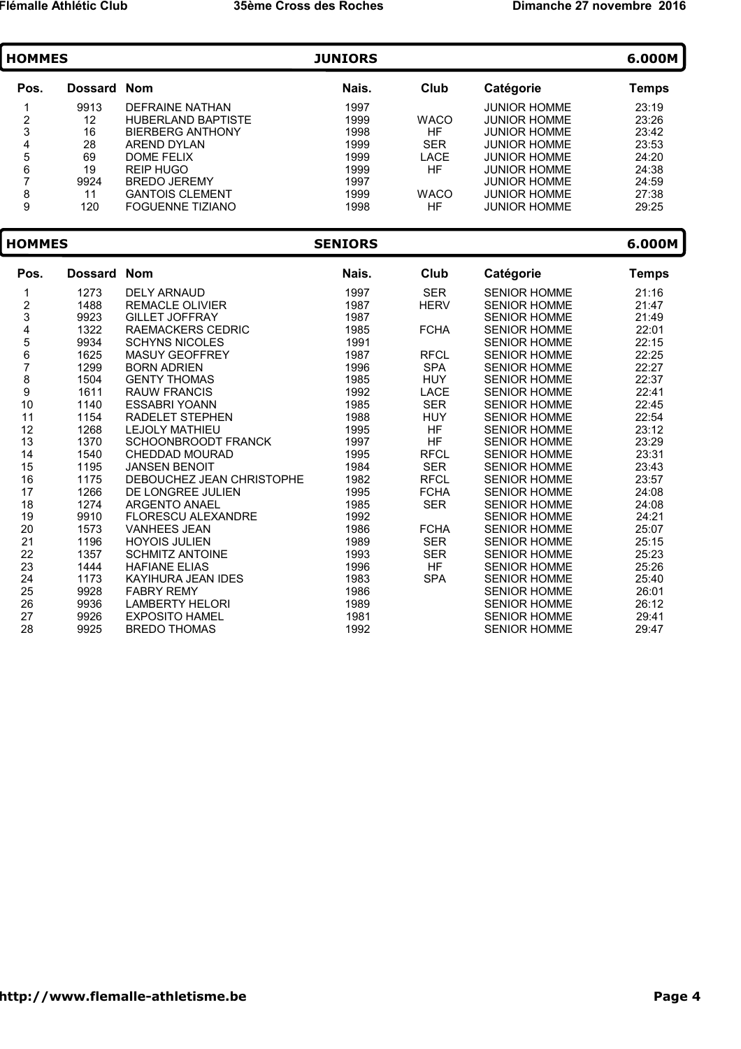## HOMMES — JUNIORS — 6.000M

| Pos. | Dossard | Nom | Nais. | Club | Catégorie | Temps |
|---|---|---|---|---|---|---|
| 1 | 9913 | DEFRAINE NATHAN | 1997 | | JUNIOR HOMME | 23:19 |
| 2 | 12 | HUBERLAND BAPTISTE | 1999 | WACO | JUNIOR HOMME | 23:26 |
| 3 | 16 | BIERBERG ANTHONY | 1998 | HF | JUNIOR HOMME | 23:42 |
| 4 | 28 | AREND DYLAN | 1999 | SER | JUNIOR HOMME | 23:53 |
| 5 | 69 | DOME FELIX | 1999 | LACE | JUNIOR HOMME | 24:20 |
| 6 | 19 | REIP HUGO | 1999 | HF | JUNIOR HOMME | 24:38 |
| 7 | 9924 | BREDO JEREMY | 1997 | | JUNIOR HOMME | 24:59 |
| 8 | 11 | GANTOIS CLEMENT | 1999 | WACO | JUNIOR HOMME | 27:38 |
| 9 | 120 | FOGUENNE TIZIANO | 1998 | HF | JUNIOR HOMME | 29:25 |

## HOMMES — SENIORS — 6.000M

| Pos. | Dossard | Nom | Nais. | Club | Catégorie | Temps |
|---|---|---|---|---|---|---|
| 1 | 1273 | DELY ARNAUD | 1997 | SER | SENIOR HOMME | 21:16 |
| 2 | 1488 | REMACLE OLIVIER | 1987 | HERV | SENIOR HOMME | 21:47 |
| 3 | 9923 | GILLET JOFFRAY | 1987 | | SENIOR HOMME | 21:49 |
| 4 | 1322 | RAEMACKERS CEDRIC | 1985 | FCHA | SENIOR HOMME | 22:01 |
| 5 | 9934 | SCHYNS NICOLES | 1991 | | SENIOR HOMME | 22:15 |
| 6 | 1625 | MASUY GEOFFREY | 1987 | RFCL | SENIOR HOMME | 22:25 |
| 7 | 1299 | BORN ADRIEN | 1996 | SPA | SENIOR HOMME | 22:27 |
| 8 | 1504 | GENTY THOMAS | 1985 | HUY | SENIOR HOMME | 22:37 |
| 9 | 1611 | RAUW FRANCIS | 1992 | LACE | SENIOR HOMME | 22:41 |
| 10 | 1140 | ESSABRI YOANN | 1985 | SER | SENIOR HOMME | 22:45 |
| 11 | 1154 | RADELET STEPHEN | 1988 | HUY | SENIOR HOMME | 22:54 |
| 12 | 1268 | LEJOLY MATHIEU | 1995 | HF | SENIOR HOMME | 23:12 |
| 13 | 1370 | SCHOONBROODT FRANCK | 1997 | HF | SENIOR HOMME | 23:29 |
| 14 | 1540 | CHEDDAD MOURAD | 1995 | RFCL | SENIOR HOMME | 23:31 |
| 15 | 1195 | JANSEN BENOIT | 1984 | SER | SENIOR HOMME | 23:43 |
| 16 | 1175 | DEBOUCHEZ JEAN CHRISTOPHE | 1982 | RFCL | SENIOR HOMME | 23:57 |
| 17 | 1266 | DE LONGREE JULIEN | 1995 | FCHA | SENIOR HOMME | 24:08 |
| 18 | 1274 | ARGENTO ANAEL | 1985 | SER | SENIOR HOMME | 24:08 |
| 19 | 9910 | FLORESCU ALEXANDRE | 1992 | | SENIOR HOMME | 24:21 |
| 20 | 1573 | VANHEES JEAN | 1986 | FCHA | SENIOR HOMME | 25:07 |
| 21 | 1196 | HOYOIS JULIEN | 1989 | SER | SENIOR HOMME | 25:15 |
| 22 | 1357 | SCHMITZ ANTOINE | 1993 | SER | SENIOR HOMME | 25:23 |
| 23 | 1444 | HAFIANE ELIAS | 1996 | HF | SENIOR HOMME | 25:26 |
| 24 | 1173 | KAYIHURA JEAN IDES | 1983 | SPA | SENIOR HOMME | 25:40 |
| 25 | 9928 | FABRY REMY | 1986 | | SENIOR HOMME | 26:01 |
| 26 | 9936 | LAMBERTY HELORI | 1989 | | SENIOR HOMME | 26:12 |
| 27 | 9926 | EXPOSITO HAMEL | 1981 | | SENIOR HOMME | 29:41 |
| 28 | 9925 | BREDO THOMAS | 1992 | | SENIOR HOMME | 29:47 |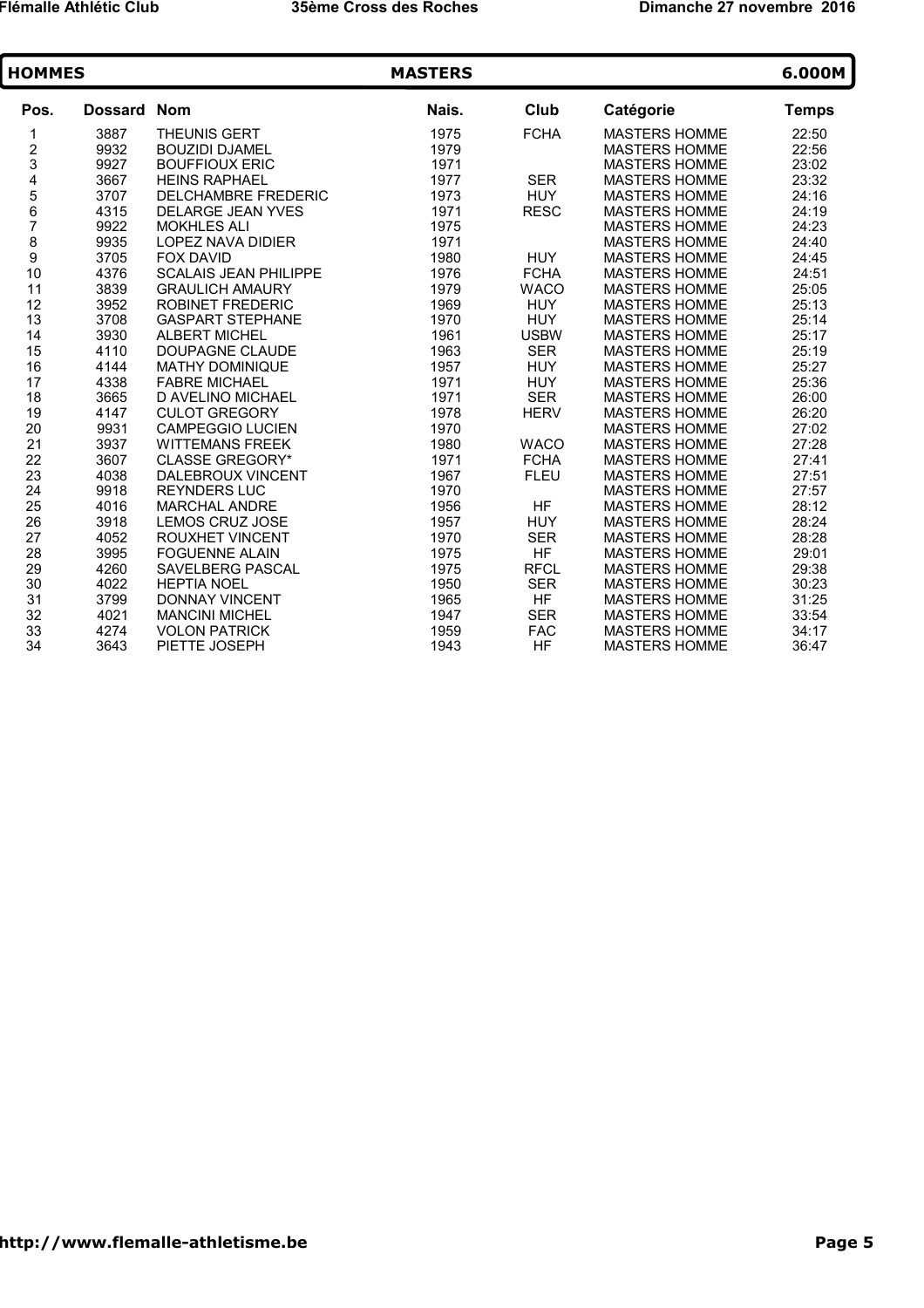## HOMMES — MASTERS — 6.000M

| Pos. | Dossard | Nom | Nais. | Club | Catégorie | Temps |
|---|---|---|---|---|---|---|
| 1 | 3887 | THEUNIS GERT | 1975 | FCHA | MASTERS HOMME | 22:50 |
| 2 | 9932 | BOUZIDI DJAMEL | 1979 | | MASTERS HOMME | 22:56 |
| 3 | 9927 | BOUFFIOUX ERIC | 1971 | | MASTERS HOMME | 23:02 |
| 4 | 3667 | HEINS RAPHAEL | 1977 | SER | MASTERS HOMME | 23:32 |
| 5 | 3707 | DELCHAMBRE FREDERIC | 1973 | HUY | MASTERS HOMME | 24:16 |
| 6 | 4315 | DELARGE JEAN YVES | 1971 | RESC | MASTERS HOMME | 24:19 |
| 7 | 9922 | MOKHLES ALI | 1975 | | MASTERS HOMME | 24:23 |
| 8 | 9935 | LOPEZ NAVA DIDIER | 1971 | | MASTERS HOMME | 24:40 |
| 9 | 3705 | FOX DAVID | 1980 | HUY | MASTERS HOMME | 24:45 |
| 10 | 4376 | SCALAIS JEAN PHILIPPE | 1976 | FCHA | MASTERS HOMME | 24:51 |
| 11 | 3839 | GRAULICH AMAURY | 1979 | WACO | MASTERS HOMME | 25:05 |
| 12 | 3952 | ROBINET FREDERIC | 1969 | HUY | MASTERS HOMME | 25:13 |
| 13 | 3708 | GASPART STEPHANE | 1970 | HUY | MASTERS HOMME | 25:14 |
| 14 | 3930 | ALBERT MICHEL | 1961 | USBW | MASTERS HOMME | 25:17 |
| 15 | 4110 | DOUPAGNE CLAUDE | 1963 | SER | MASTERS HOMME | 25:19 |
| 16 | 4144 | MATHY DOMINIQUE | 1957 | HUY | MASTERS HOMME | 25:27 |
| 17 | 4338 | FABRE MICHAEL | 1971 | HUY | MASTERS HOMME | 25:36 |
| 18 | 3665 | D AVELINO MICHAEL | 1971 | SER | MASTERS HOMME | 26:00 |
| 19 | 4147 | CULOT GREGORY | 1978 | HERV | MASTERS HOMME | 26:20 |
| 20 | 9931 | CAMPEGGIO LUCIEN | 1970 | | MASTERS HOMME | 27:02 |
| 21 | 3937 | WITTEMANS FREEK | 1980 | WACO | MASTERS HOMME | 27:28 |
| 22 | 3607 | CLASSE GREGORY* | 1971 | FCHA | MASTERS HOMME | 27:41 |
| 23 | 4038 | DALEBROUX VINCENT | 1967 | FLEU | MASTERS HOMME | 27:51 |
| 24 | 9918 | REYNDERS LUC | 1970 | | MASTERS HOMME | 27:57 |
| 25 | 4016 | MARCHAL ANDRE | 1956 | HF | MASTERS HOMME | 28:12 |
| 26 | 3918 | LEMOS CRUZ JOSE | 1957 | HUY | MASTERS HOMME | 28:24 |
| 27 | 4052 | ROUXHET VINCENT | 1970 | SER | MASTERS HOMME | 28:28 |
| 28 | 3995 | FOGUENNE ALAIN | 1975 | HF | MASTERS HOMME | 29:01 |
| 29 | 4260 | SAVELBERG PASCAL | 1975 | RFCL | MASTERS HOMME | 29:38 |
| 30 | 4022 | HEPTIA NOEL | 1950 | SER | MASTERS HOMME | 30:23 |
| 31 | 3799 | DONNAY VINCENT | 1965 | HF | MASTERS HOMME | 31:25 |
| 32 | 4021 | MANCINI MICHEL | 1947 | SER | MASTERS HOMME | 33:54 |
| 33 | 4274 | VOLON PATRICK | 1959 | FAC | MASTERS HOMME | 34:17 |
| 34 | 3643 | PIETTE JOSEPH | 1943 | HF | MASTERS HOMME | 36:47 |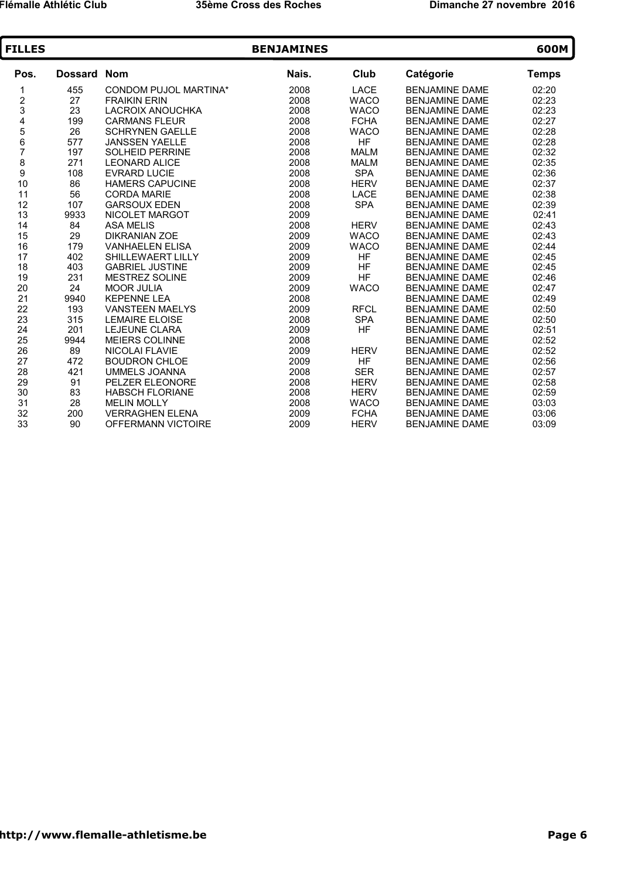## FILLES — BENJAMINES — 600M

| Pos. | Dossard | Nom | Nais. | Club | Catégorie | Temps |
|---|---|---|---|---|---|---|
| 1 | 455 | CONDOM PUJOL MARTINA* | 2008 | LACE | BENJAMINE DAME | 02:20 |
| 2 | 27 | FRAIKIN ERIN | 2008 | WACO | BENJAMINE DAME | 02:23 |
| 3 | 23 | LACROIX ANOUCHKA | 2008 | WACO | BENJAMINE DAME | 02:23 |
| 4 | 199 | CARMANS FLEUR | 2008 | FCHA | BENJAMINE DAME | 02:27 |
| 5 | 26 | SCHRYNEN GAELLE | 2008 | WACO | BENJAMINE DAME | 02:28 |
| 6 | 577 | JANSSEN YAELLE | 2008 | HF | BENJAMINE DAME | 02:28 |
| 7 | 197 | SOLHEID PERRINE | 2008 | MALM | BENJAMINE DAME | 02:32 |
| 8 | 271 | LEONARD ALICE | 2008 | MALM | BENJAMINE DAME | 02:35 |
| 9 | 108 | EVRARD LUCIE | 2008 | SPA | BENJAMINE DAME | 02:36 |
| 10 | 86 | HAMERS CAPUCINE | 2008 | HERV | BENJAMINE DAME | 02:37 |
| 11 | 56 | CORDA MARIE | 2008 | LACE | BENJAMINE DAME | 02:38 |
| 12 | 107 | GARSOUX EDEN | 2008 | SPA | BENJAMINE DAME | 02:39 |
| 13 | 9933 | NICOLET MARGOT | 2009 | | BENJAMINE DAME | 02:41 |
| 14 | 84 | ASA MELIS | 2008 | HERV | BENJAMINE DAME | 02:43 |
| 15 | 29 | DIKRANIAN ZOE | 2009 | WACO | BENJAMINE DAME | 02:43 |
| 16 | 179 | VANHAELEN ELISA | 2009 | WACO | BENJAMINE DAME | 02:44 |
| 17 | 402 | SHILLEWAERT LILLY | 2009 | HF | BENJAMINE DAME | 02:45 |
| 18 | 403 | GABRIEL JUSTINE | 2009 | HF | BENJAMINE DAME | 02:45 |
| 19 | 231 | MESTREZ SOLINE | 2009 | HF | BENJAMINE DAME | 02:46 |
| 20 | 24 | MOOR JULIA | 2009 | WACO | BENJAMINE DAME | 02:47 |
| 21 | 9940 | KEPENNE LEA | 2008 | | BENJAMINE DAME | 02:49 |
| 22 | 193 | VANSTEEN MAELYS | 2009 | RFCL | BENJAMINE DAME | 02:50 |
| 23 | 315 | LEMAIRE ELOISE | 2008 | SPA | BENJAMINE DAME | 02:50 |
| 24 | 201 | LEJEUNE CLARA | 2009 | HF | BENJAMINE DAME | 02:51 |
| 25 | 9944 | MEIERS COLINNE | 2008 | | BENJAMINE DAME | 02:52 |
| 26 | 89 | NICOLAI FLAVIE | 2009 | HERV | BENJAMINE DAME | 02:52 |
| 27 | 472 | BOUDRON CHLOE | 2009 | HF | BENJAMINE DAME | 02:56 |
| 28 | 421 | UMMELS JOANNA | 2008 | SER | BENJAMINE DAME | 02:57 |
| 29 | 91 | PELZER ELEONORE | 2008 | HERV | BENJAMINE DAME | 02:58 |
| 30 | 83 | HABSCH FLORIANE | 2008 | HERV | BENJAMINE DAME | 02:59 |
| 31 | 28 | MELIN MOLLY | 2008 | WACO | BENJAMINE DAME | 03:03 |
| 32 | 200 | VERRAGHEN ELENA | 2009 | FCHA | BENJAMINE DAME | 03:06 |
| 33 | 90 | OFFERMANN VICTOIRE | 2009 | HERV | BENJAMINE DAME | 03:09 |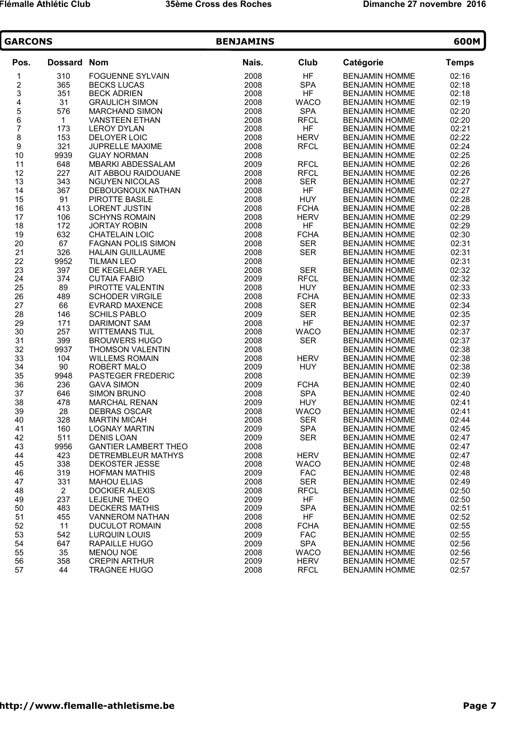## GARCONS BENJAMINS 600M

| Pos. | Dossard | Nom | Nais. | Club | Catégorie | Temps |
|---|---|---|---|---|---|---|
| 1 | 310 | FOGUENNE SYLVAIN | 2008 | HF | BENJAMIN HOMME | 02:16 |
| 2 | 365 | BECKS LUCAS | 2008 | SPA | BENJAMIN HOMME | 02:18 |
| 3 | 351 | BECK ADRIEN | 2008 | HF | BENJAMIN HOMME | 02:18 |
| 4 | 31 | GRAULICH SIMON | 2008 | WACO | BENJAMIN HOMME | 02:19 |
| 5 | 576 | MARCHAND SIMON | 2008 | SPA | BENJAMIN HOMME | 02:20 |
| 6 | 1 | VANSTEEN ETHAN | 2008 | RFCL | BENJAMIN HOMME | 02:20 |
| 7 | 173 | LEROY DYLAN | 2008 | HF | BENJAMIN HOMME | 02:21 |
| 8 | 153 | DELOYER LOIC | 2008 | HERV | BENJAMIN HOMME | 02:22 |
| 9 | 321 | JUPRELLE MAXIME | 2008 | RFCL | BENJAMIN HOMME | 02:24 |
| 10 | 9939 | GUAY NORMAN | 2008 | | BENJAMIN HOMME | 02:25 |
| 11 | 648 | MBARKI ABDESSALAM | 2009 | RFCL | BENJAMIN HOMME | 02:26 |
| 12 | 227 | AIT ABBOU RAIDOUANE | 2008 | RFCL | BENJAMIN HOMME | 02:26 |
| 13 | 343 | NGUYEN NICOLAS | 2008 | SER | BENJAMIN HOMME | 02:27 |
| 14 | 367 | DEBOUGNOUX NATHAN | 2008 | HF | BENJAMIN HOMME | 02:27 |
| 15 | 91 | PIROTTE BASILE | 2008 | HUY | BENJAMIN HOMME | 02:28 |
| 16 | 413 | LORENT JUSTIN | 2008 | FCHA | BENJAMIN HOMME | 02:28 |
| 17 | 106 | SCHYNS ROMAIN | 2008 | HERV | BENJAMIN HOMME | 02:29 |
| 18 | 172 | JORTAY ROBIN | 2008 | HF | BENJAMIN HOMME | 02:29 |
| 19 | 632 | CHATELAIN LOIC | 2008 | FCHA | BENJAMIN HOMME | 02:30 |
| 20 | 67 | FAGNAN POLIS SIMON | 2008 | SER | BENJAMIN HOMME | 02:31 |
| 21 | 326 | HALAIN GUILLAUME | 2008 | SER | BENJAMIN HOMME | 02:31 |
| 22 | 9952 | TILMAN LEO | 2008 | | BENJAMIN HOMME | 02:31 |
| 23 | 397 | DE KEGELAER YAEL | 2008 | SER | BENJAMIN HOMME | 02:32 |
| 24 | 374 | CUTAIA FABIO | 2009 | RFCL | BENJAMIN HOMME | 02:32 |
| 25 | 89 | PIROTTE VALENTIN | 2008 | HUY | BENJAMIN HOMME | 02:33 |
| 26 | 489 | SCHODER VIRGILE | 2008 | FCHA | BENJAMIN HOMME | 02:33 |
| 27 | 66 | EVRARD MAXENCE | 2008 | SER | BENJAMIN HOMME | 02:34 |
| 28 | 146 | SCHILS PABLO | 2009 | SER | BENJAMIN HOMME | 02:35 |
| 29 | 171 | DARIMONT SAM | 2008 | HF | BENJAMIN HOMME | 02:37 |
| 30 | 257 | WITTEMANS TIJL | 2008 | WACO | BENJAMIN HOMME | 02:37 |
| 31 | 399 | BROUWERS HUGO | 2008 | SER | BENJAMIN HOMME | 02:37 |
| 32 | 9937 | THOMSON VALENTIN | 2008 | | BENJAMIN HOMME | 02:38 |
| 33 | 104 | WILLEMS ROMAIN | 2008 | HERV | BENJAMIN HOMME | 02:38 |
| 34 | 90 | ROBERT MALO | 2009 | HUY | BENJAMIN HOMME | 02:38 |
| 35 | 9948 | PASTEGER FREDERIC | 2008 | | BENJAMIN HOMME | 02:39 |
| 36 | 236 | GAVA SIMON | 2009 | FCHA | BENJAMIN HOMME | 02:40 |
| 37 | 646 | SIMON BRUNO | 2008 | SPA | BENJAMIN HOMME | 02:40 |
| 38 | 478 | MARCHAL RENAN | 2009 | HUY | BENJAMIN HOMME | 02:41 |
| 39 | 28 | DEBRAS OSCAR | 2008 | WACO | BENJAMIN HOMME | 02:41 |
| 40 | 328 | MARTIN MICAH | 2008 | SER | BENJAMIN HOMME | 02:44 |
| 41 | 160 | LOGNAY MARTIN | 2009 | SPA | BENJAMIN HOMME | 02:45 |
| 42 | 511 | DENIS LOAN | 2009 | SER | BENJAMIN HOMME | 02:47 |
| 43 | 9956 | GANTIER LAMBERT THEO | 2008 | | BENJAMIN HOMME | 02:47 |
| 44 | 423 | DETREMBLEUR MATHYS | 2008 | HERV | BENJAMIN HOMME | 02:47 |
| 45 | 338 | DEKOSTER JESSE | 2008 | WACO | BENJAMIN HOMME | 02:48 |
| 46 | 319 | HOFMAN MATHIS | 2009 | FAC | BENJAMIN HOMME | 02:48 |
| 47 | 331 | MAHOU ELIAS | 2008 | SER | BENJAMIN HOMME | 02:49 |
| 48 | 2 | DOCKIER ALEXIS | 2008 | RFCL | BENJAMIN HOMME | 02:50 |
| 49 | 237 | LEJEUNE THEO | 2009 | HF | BENJAMIN HOMME | 02:50 |
| 50 | 483 | DECKERS MATHIS | 2009 | SPA | BENJAMIN HOMME | 02:51 |
| 51 | 455 | VANNEROM NATHAN | 2008 | HF | BENJAMIN HOMME | 02:52 |
| 52 | 11 | DUCULOT ROMAIN | 2008 | FCHA | BENJAMIN HOMME | 02:55 |
| 53 | 542 | LURQUIN LOUIS | 2009 | FAC | BENJAMIN HOMME | 02:55 |
| 54 | 647 | RAPAILLE HUGO | 2009 | SPA | BENJAMIN HOMME | 02:56 |
| 55 | 35 | MENOU NOE | 2008 | WACO | BENJAMIN HOMME | 02:56 |
| 56 | 358 | CREPIN ARTHUR | 2009 | HERV | BENJAMIN HOMME | 02:57 |
| 57 | 44 | TRAGNEE HUGO | 2008 | RFCL | BENJAMIN HOMME | 02:57 |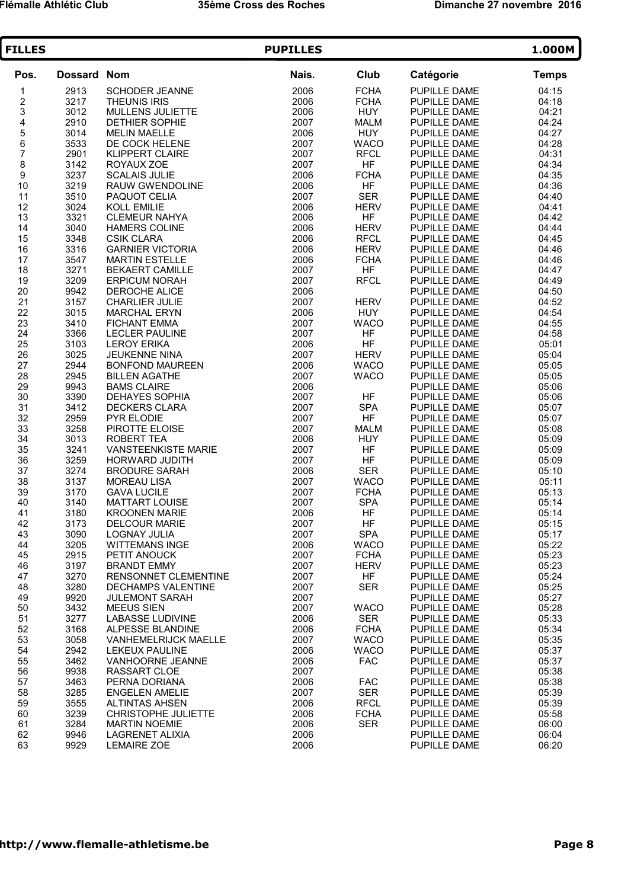**FILLES** | **PUPILLES** | **1.000M**

| Pos. | Dossard | Nom | Nais. | Club | Catégorie | Temps |
|---|---|---|---|---|---|---|
| 1 | 2913 | SCHODER JEANNE | 2006 | FCHA | PUPILLE DAME | 04:15 |
| 2 | 3217 | THEUNIS IRIS | 2006 | FCHA | PUPILLE DAME | 04:18 |
| 3 | 3012 | MULLENS JULIETTE | 2006 | HUY | PUPILLE DAME | 04:21 |
| 4 | 2910 | DETHIER SOPHIE | 2007 | MALM | PUPILLE DAME | 04:24 |
| 5 | 3014 | MELIN MAELLE | 2006 | HUY | PUPILLE DAME | 04:27 |
| 6 | 3533 | DE COCK HELENE | 2007 | WACO | PUPILLE DAME | 04:28 |
| 7 | 2901 | KLIPPERT CLAIRE | 2007 | RFCL | PUPILLE DAME | 04:31 |
| 8 | 3142 | ROYAUX ZOE | 2007 | HF | PUPILLE DAME | 04:34 |
| 9 | 3237 | SCALAIS JULIE | 2006 | FCHA | PUPILLE DAME | 04:35 |
| 10 | 3219 | RAUW GWENDOLINE | 2006 | HF | PUPILLE DAME | 04:36 |
| 11 | 3510 | PAQUOT CELIA | 2007 | SER | PUPILLE DAME | 04:40 |
| 12 | 3024 | KOLL EMILIE | 2006 | HERV | PUPILLE DAME | 04:41 |
| 13 | 3321 | CLEMEUR NAHYA | 2006 | HF | PUPILLE DAME | 04:42 |
| 14 | 3040 | HAMERS COLINE | 2006 | HERV | PUPILLE DAME | 04:44 |
| 15 | 3348 | CSIK CLARA | 2006 | RFCL | PUPILLE DAME | 04:45 |
| 16 | 3316 | GARNIER VICTORIA | 2006 | HERV | PUPILLE DAME | 04:46 |
| 17 | 3547 | MARTIN ESTELLE | 2006 | FCHA | PUPILLE DAME | 04:46 |
| 18 | 3271 | BEKAERT CAMILLE | 2007 | HF | PUPILLE DAME | 04:47 |
| 19 | 3209 | ERPICUM NORAH | 2007 | RFCL | PUPILLE DAME | 04:49 |
| 20 | 9942 | DEROCHE ALICE | 2006 | | PUPILLE DAME | 04:50 |
| 21 | 3157 | CHARLIER JULIE | 2007 | HERV | PUPILLE DAME | 04:52 |
| 22 | 3015 | MARCHAL ERYN | 2006 | HUY | PUPILLE DAME | 04:54 |
| 23 | 3410 | FICHANT EMMA | 2007 | WACO | PUPILLE DAME | 04:55 |
| 24 | 3366 | LECLER PAULINE | 2007 | HF | PUPILLE DAME | 04:58 |
| 25 | 3103 | LEROY ERIKA | 2006 | HF | PUPILLE DAME | 05:01 |
| 26 | 3025 | JEUKENNE NINA | 2007 | HERV | PUPILLE DAME | 05:04 |
| 27 | 2944 | BONFOND MAUREEN | 2006 | WACO | PUPILLE DAME | 05:05 |
| 28 | 2945 | BILLEN AGATHE | 2007 | WACO | PUPILLE DAME | 05:05 |
| 29 | 9943 | BAMS CLAIRE | 2006 | | PUPILLE DAME | 05:06 |
| 30 | 3390 | DEHAYES SOPHIA | 2007 | HF | PUPILLE DAME | 05:06 |
| 31 | 3412 | DECKERS CLARA | 2007 | SPA | PUPILLE DAME | 05:07 |
| 32 | 2959 | PYR ELODIE | 2007 | HF | PUPILLE DAME | 05:07 |
| 33 | 3258 | PIROTTE ELOISE | 2007 | MALM | PUPILLE DAME | 05:08 |
| 34 | 3013 | ROBERT TEA | 2006 | HUY | PUPILLE DAME | 05:09 |
| 35 | 3241 | VANSTEENKISTE MARIE | 2007 | HF | PUPILLE DAME | 05:09 |
| 36 | 3259 | HORWARD JUDITH | 2007 | HF | PUPILLE DAME | 05:09 |
| 37 | 3274 | BRODURE SARAH | 2006 | SER | PUPILLE DAME | 05:10 |
| 38 | 3137 | MOREAU LISA | 2007 | WACO | PUPILLE DAME | 05:11 |
| 39 | 3170 | GAVA LUCILE | 2007 | FCHA | PUPILLE DAME | 05:13 |
| 40 | 3140 | MATTART LOUISE | 2007 | SPA | PUPILLE DAME | 05:14 |
| 41 | 3180 | KROONEN MARIE | 2006 | HF | PUPILLE DAME | 05:14 |
| 42 | 3173 | DELCOUR MARIE | 2007 | HF | PUPILLE DAME | 05:15 |
| 43 | 3090 | LOGNAY JULIA | 2007 | SPA | PUPILLE DAME | 05:17 |
| 44 | 3205 | WITTEMANS INGE | 2006 | WACO | PUPILLE DAME | 05:22 |
| 45 | 2915 | PETIT ANOUCK | 2007 | FCHA | PUPILLE DAME | 05:23 |
| 46 | 3197 | BRANDT EMMY | 2007 | HERV | PUPILLE DAME | 05:23 |
| 47 | 3270 | RENSONNET CLEMENTINE | 2007 | HF | PUPILLE DAME | 05:24 |
| 48 | 3280 | DECHAMPS VALENTINE | 2007 | SER | PUPILLE DAME | 05:25 |
| 49 | 9920 | JULEMONT SARAH | 2007 | | PUPILLE DAME | 05:27 |
| 50 | 3432 | MEEUS SIEN | 2007 | WACO | PUPILLE DAME | 05:28 |
| 51 | 3277 | LABASSE LUDIVINE | 2006 | SER | PUPILLE DAME | 05:33 |
| 52 | 3168 | ALPESSE BLANDINE | 2006 | FCHA | PUPILLE DAME | 05:34 |
| 53 | 3058 | VANHEMELRIJCK MAELLE | 2007 | WACO | PUPILLE DAME | 05:35 |
| 54 | 2942 | LEKEUX PAULINE | 2006 | WACO | PUPILLE DAME | 05:37 |
| 55 | 3462 | VANHOORNE JEANNE | 2006 | FAC | PUPILLE DAME | 05:37 |
| 56 | 9938 | RASSART CLOE | 2007 | | PUPILLE DAME | 05:38 |
| 57 | 3463 | PERNA DORIANA | 2006 | FAC | PUPILLE DAME | 05:38 |
| 58 | 3285 | ENGELEN AMELIE | 2007 | SER | PUPILLE DAME | 05:39 |
| 59 | 3555 | ALTINTAS AHSEN | 2006 | RFCL | PUPILLE DAME | 05:39 |
| 60 | 3239 | CHRISTOPHE JULIETTE | 2006 | FCHA | PUPILLE DAME | 05:58 |
| 61 | 3284 | MARTIN NOEMIE | 2006 | SER | PUPILLE DAME | 06:00 |
| 62 | 9946 | LAGRENET ALIXIA | 2006 | | PUPILLE DAME | 06:04 |
| 63 | 9929 | LEMAIRE ZOE | 2006 | | PUPILLE DAME | 06:20 |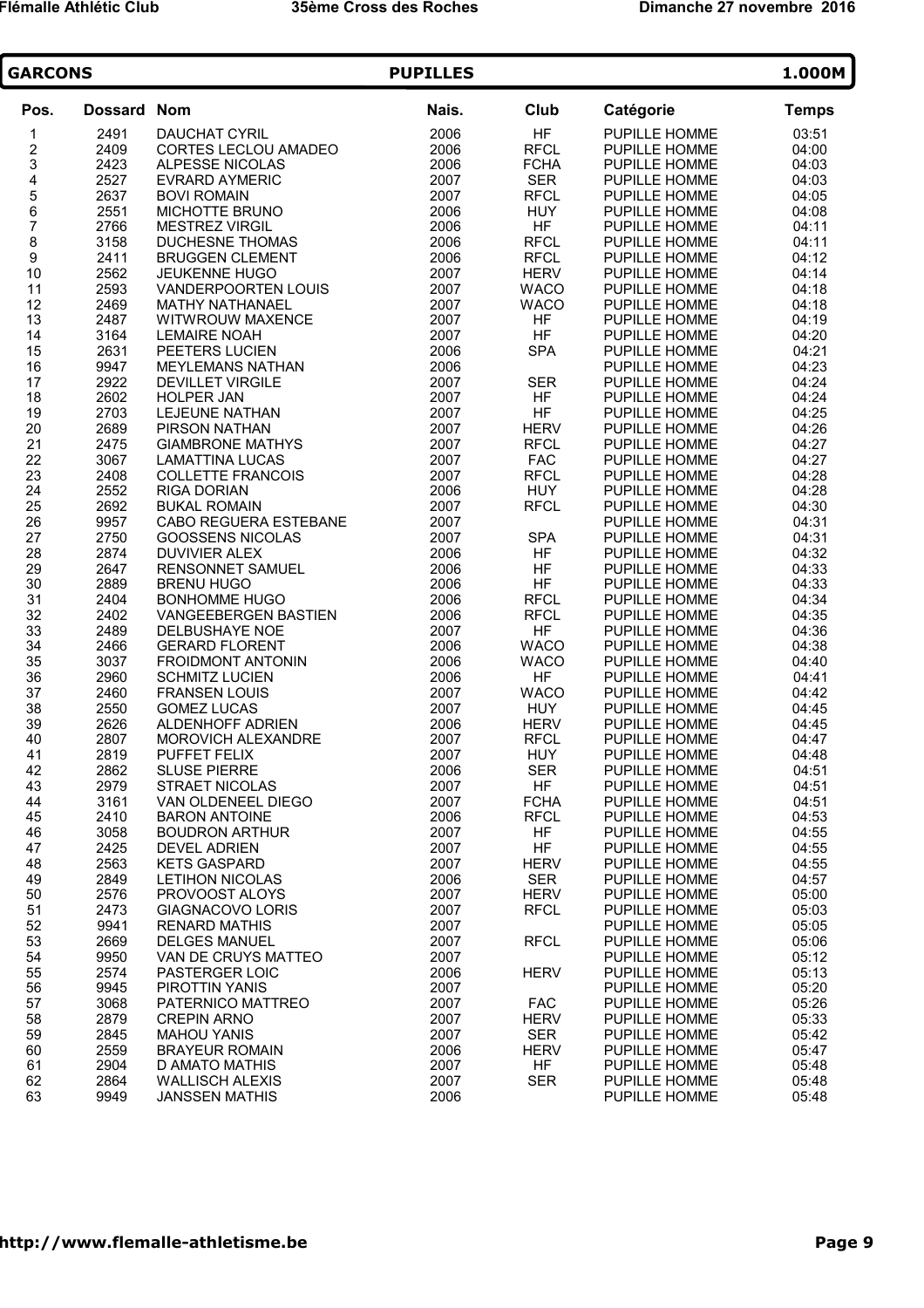**GARCONS** | **PUPILLES** | **1.000M**

| Pos. | Dossard | Nom | Nais. | Club | Catégorie | Temps |
|---|---|---|---|---|---|---|
| 1 | 2491 | DAUCHAT CYRIL | 2006 | HF | PUPILLE HOMME | 03:51 |
| 2 | 2409 | CORTES LECLOU AMADEO | 2006 | RFCL | PUPILLE HOMME | 04:00 |
| 3 | 2423 | ALPESSE NICOLAS | 2006 | FCHA | PUPILLE HOMME | 04:03 |
| 4 | 2527 | EVRARD AYMERIC | 2007 | SER | PUPILLE HOMME | 04:03 |
| 5 | 2637 | BOVI ROMAIN | 2007 | RFCL | PUPILLE HOMME | 04:05 |
| 6 | 2551 | MICHOTTE BRUNO | 2006 | HUY | PUPILLE HOMME | 04:08 |
| 7 | 2766 | MESTREZ VIRGIL | 2006 | HF | PUPILLE HOMME | 04:11 |
| 8 | 3158 | DUCHESNE THOMAS | 2006 | RFCL | PUPILLE HOMME | 04:11 |
| 9 | 2411 | BRUGGEN CLEMENT | 2006 | RFCL | PUPILLE HOMME | 04:12 |
| 10 | 2562 | JEUKENNE HUGO | 2007 | HERV | PUPILLE HOMME | 04:14 |
| 11 | 2593 | VANDERPOORTEN LOUIS | 2007 | WACO | PUPILLE HOMME | 04:18 |
| 12 | 2469 | MATHY NATHANAEL | 2007 | WACO | PUPILLE HOMME | 04:18 |
| 13 | 2487 | WITWROUW MAXENCE | 2007 | HF | PUPILLE HOMME | 04:19 |
| 14 | 3164 | LEMAIRE NOAH | 2007 | HF | PUPILLE HOMME | 04:20 |
| 15 | 2631 | PEETERS LUCIEN | 2006 | SPA | PUPILLE HOMME | 04:21 |
| 16 | 9947 | MEYLEMANS NATHAN | 2006 | | PUPILLE HOMME | 04:23 |
| 17 | 2922 | DEVILLET VIRGILE | 2007 | SER | PUPILLE HOMME | 04:24 |
| 18 | 2602 | HOLPER JAN | 2007 | HF | PUPILLE HOMME | 04:24 |
| 19 | 2703 | LEJEUNE NATHAN | 2007 | HF | PUPILLE HOMME | 04:25 |
| 20 | 2689 | PIRSON NATHAN | 2007 | HERV | PUPILLE HOMME | 04:26 |
| 21 | 2475 | GIAMBRONE MATHYS | 2007 | RFCL | PUPILLE HOMME | 04:27 |
| 22 | 3067 | LAMATTINA LUCAS | 2007 | FAC | PUPILLE HOMME | 04:27 |
| 23 | 2408 | COLLETTE FRANCOIS | 2007 | RFCL | PUPILLE HOMME | 04:28 |
| 24 | 2552 | RIGA DORIAN | 2006 | HUY | PUPILLE HOMME | 04:28 |
| 25 | 2692 | BUKAL ROMAIN | 2007 | RFCL | PUPILLE HOMME | 04:30 |
| 26 | 9957 | CABO REGUERA ESTEBANE | 2007 | | PUPILLE HOMME | 04:31 |
| 27 | 2750 | GOOSSENS NICOLAS | 2007 | SPA | PUPILLE HOMME | 04:31 |
| 28 | 2874 | DUVIVIER ALEX | 2006 | HF | PUPILLE HOMME | 04:32 |
| 29 | 2647 | RENSONNET SAMUEL | 2006 | HF | PUPILLE HOMME | 04:33 |
| 30 | 2889 | BRENU HUGO | 2006 | HF | PUPILLE HOMME | 04:33 |
| 31 | 2404 | BONHOMME HUGO | 2006 | RFCL | PUPILLE HOMME | 04:34 |
| 32 | 2402 | VANGEEBERGEN BASTIEN | 2006 | RFCL | PUPILLE HOMME | 04:35 |
| 33 | 2489 | DELBUSHAYE NOE | 2007 | HF | PUPILLE HOMME | 04:36 |
| 34 | 2466 | GERARD FLORENT | 2006 | WACO | PUPILLE HOMME | 04:38 |
| 35 | 3037 | FROIDMONT ANTONIN | 2006 | WACO | PUPILLE HOMME | 04:40 |
| 36 | 2960 | SCHMITZ LUCIEN | 2006 | HF | PUPILLE HOMME | 04:41 |
| 37 | 2460 | FRANSEN LOUIS | 2007 | WACO | PUPILLE HOMME | 04:42 |
| 38 | 2550 | GOMEZ LUCAS | 2007 | HUY | PUPILLE HOMME | 04:45 |
| 39 | 2626 | ALDENHOFF ADRIEN | 2006 | HERV | PUPILLE HOMME | 04:45 |
| 40 | 2807 | MOROVICH ALEXANDRE | 2007 | RFCL | PUPILLE HOMME | 04:47 |
| 41 | 2819 | PUFFET FELIX | 2007 | HUY | PUPILLE HOMME | 04:48 |
| 42 | 2862 | SLUSE PIERRE | 2006 | SER | PUPILLE HOMME | 04:51 |
| 43 | 2979 | STRAET NICOLAS | 2007 | HF | PUPILLE HOMME | 04:51 |
| 44 | 3161 | VAN OLDENEEL DIEGO | 2007 | FCHA | PUPILLE HOMME | 04:51 |
| 45 | 2410 | BARON ANTOINE | 2006 | RFCL | PUPILLE HOMME | 04:53 |
| 46 | 3058 | BOUDRON ARTHUR | 2007 | HF | PUPILLE HOMME | 04:55 |
| 47 | 2425 | DEVEL ADRIEN | 2007 | HF | PUPILLE HOMME | 04:55 |
| 48 | 2563 | KETS GASPARD | 2007 | HERV | PUPILLE HOMME | 04:55 |
| 49 | 2849 | LETIHON NICOLAS | 2006 | SER | PUPILLE HOMME | 04:57 |
| 50 | 2576 | PROVOOST ALOYS | 2007 | HERV | PUPILLE HOMME | 05:00 |
| 51 | 2473 | GIAGNACOVO LORIS | 2007 | RFCL | PUPILLE HOMME | 05:03 |
| 52 | 9941 | RENARD MATHIS | 2007 | | PUPILLE HOMME | 05:05 |
| 53 | 2669 | DELGES MANUEL | 2007 | RFCL | PUPILLE HOMME | 05:06 |
| 54 | 9950 | VAN DE CRUYS MATTEO | 2007 | | PUPILLE HOMME | 05:12 |
| 55 | 2574 | PASTERGER LOIC | 2006 | HERV | PUPILLE HOMME | 05:13 |
| 56 | 9945 | PIROTTIN YANIS | 2007 | | PUPILLE HOMME | 05:20 |
| 57 | 3068 | PATERNICO MATTREO | 2007 | FAC | PUPILLE HOMME | 05:26 |
| 58 | 2879 | CREPIN ARNO | 2007 | HERV | PUPILLE HOMME | 05:33 |
| 59 | 2845 | MAHOU YANIS | 2007 | SER | PUPILLE HOMME | 05:42 |
| 60 | 2559 | BRAYEUR ROMAIN | 2006 | HERV | PUPILLE HOMME | 05:47 |
| 61 | 2904 | D AMATO MATHIS | 2007 | HF | PUPILLE HOMME | 05:48 |
| 62 | 2864 | WALLISCH ALEXIS | 2007 | SER | PUPILLE HOMME | 05:48 |
| 63 | 9949 | JANSSEN MATHIS | 2006 | | PUPILLE HOMME | 05:48 |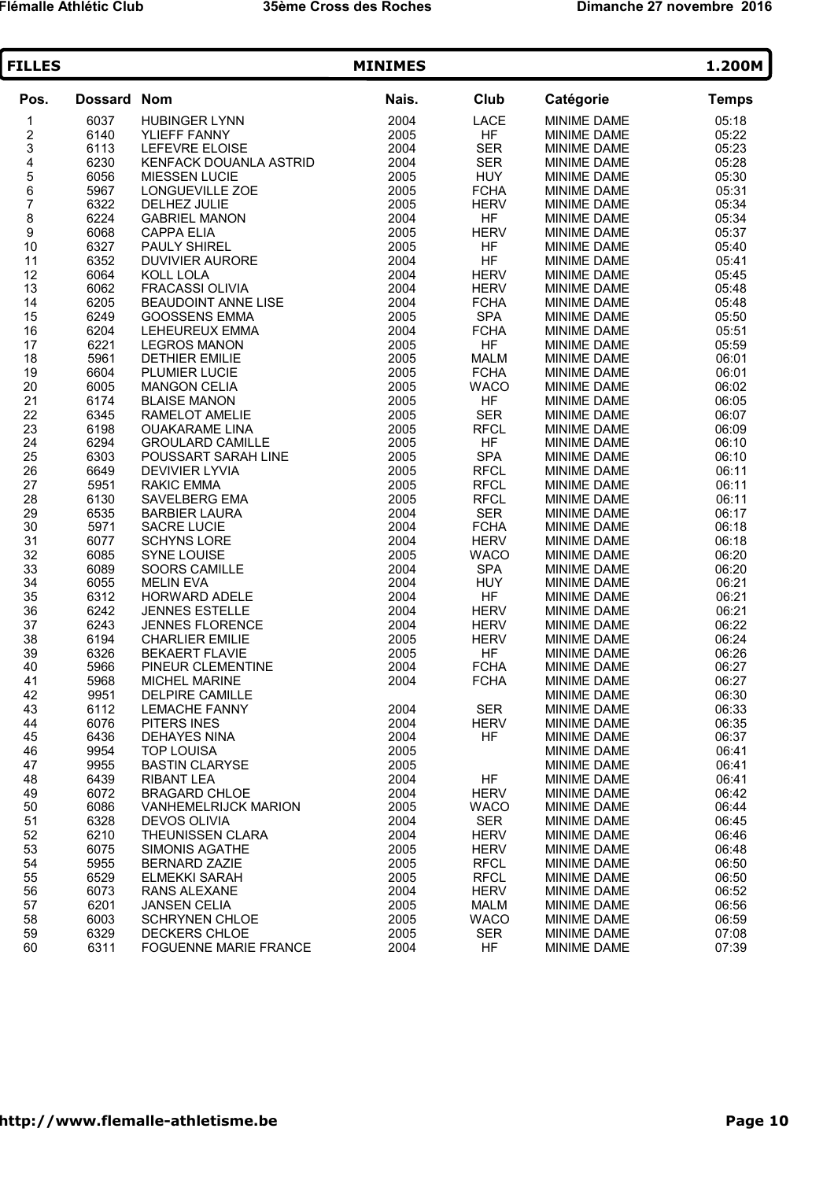## FILLES — MINIMES — 1.200M

| Pos. | Dossard | Nom | Nais. | Club | Catégorie | Temps |
|---|---|---|---|---|---|---|
| 1 | 6037 | HUBINGER LYNN | 2004 | LACE | MINIME DAME | 05:18 |
| 2 | 6140 | YLIEFF FANNY | 2005 | HF | MINIME DAME | 05:22 |
| 3 | 6113 | LEFEVRE ELOISE | 2004 | SER | MINIME DAME | 05:23 |
| 4 | 6230 | KENFACK DOUANLA ASTRID | 2004 | SER | MINIME DAME | 05:28 |
| 5 | 6056 | MIESSEN LUCIE | 2005 | HUY | MINIME DAME | 05:30 |
| 6 | 5967 | LONGUEVILLE ZOE | 2005 | FCHA | MINIME DAME | 05:31 |
| 7 | 6322 | DELHEZ JULIE | 2005 | HERV | MINIME DAME | 05:34 |
| 8 | 6224 | GABRIEL MANON | 2004 | HF | MINIME DAME | 05:34 |
| 9 | 6068 | CAPPA ELIA | 2005 | HERV | MINIME DAME | 05:37 |
| 10 | 6327 | PAULY SHIREL | 2005 | HF | MINIME DAME | 05:40 |
| 11 | 6352 | DUVIVIER AURORE | 2004 | HF | MINIME DAME | 05:41 |
| 12 | 6064 | KOLL LOLA | 2004 | HERV | MINIME DAME | 05:45 |
| 13 | 6062 | FRACASSI OLIVIA | 2004 | HERV | MINIME DAME | 05:48 |
| 14 | 6205 | BEAUDOINT ANNE LISE | 2004 | FCHA | MINIME DAME | 05:48 |
| 15 | 6249 | GOOSSENS EMMA | 2005 | SPA | MINIME DAME | 05:50 |
| 16 | 6204 | LEHEUREUX EMMA | 2004 | FCHA | MINIME DAME | 05:51 |
| 17 | 6221 | LEGROS MANON | 2005 | HF | MINIME DAME | 05:59 |
| 18 | 5961 | DETHIER EMILIE | 2005 | MALM | MINIME DAME | 06:01 |
| 19 | 6604 | PLUMIER LUCIE | 2005 | FCHA | MINIME DAME | 06:01 |
| 20 | 6005 | MANGON CELIA | 2005 | WACO | MINIME DAME | 06:02 |
| 21 | 6174 | BLAISE MANON | 2005 | HF | MINIME DAME | 06:05 |
| 22 | 6345 | RAMELOT AMELIE | 2005 | SER | MINIME DAME | 06:07 |
| 23 | 6198 | OUAKARAME LINA | 2005 | RFCL | MINIME DAME | 06:09 |
| 24 | 6294 | GROULARD CAMILLE | 2005 | HF | MINIME DAME | 06:10 |
| 25 | 6303 | POUSSART SARAH LINE | 2005 | SPA | MINIME DAME | 06:10 |
| 26 | 6649 | DEVIVIER LYVIA | 2005 | RFCL | MINIME DAME | 06:11 |
| 27 | 5951 | RAKIC EMMA | 2005 | RFCL | MINIME DAME | 06:11 |
| 28 | 6130 | SAVELBERG EMA | 2005 | RFCL | MINIME DAME | 06:11 |
| 29 | 6535 | BARBIER LAURA | 2004 | SER | MINIME DAME | 06:17 |
| 30 | 5971 | SACRE LUCIE | 2004 | FCHA | MINIME DAME | 06:18 |
| 31 | 6077 | SCHYNS LORE | 2004 | HERV | MINIME DAME | 06:18 |
| 32 | 6085 | SYNE LOUISE | 2005 | WACO | MINIME DAME | 06:20 |
| 33 | 6089 | SOORS CAMILLE | 2004 | SPA | MINIME DAME | 06:20 |
| 34 | 6055 | MELIN EVA | 2004 | HUY | MINIME DAME | 06:21 |
| 35 | 6312 | HORWARD ADELE | 2004 | HF | MINIME DAME | 06:21 |
| 36 | 6242 | JENNES ESTELLE | 2004 | HERV | MINIME DAME | 06:21 |
| 37 | 6243 | JENNES FLORENCE | 2004 | HERV | MINIME DAME | 06:22 |
| 38 | 6194 | CHARLIER EMILIE | 2005 | HERV | MINIME DAME | 06:24 |
| 39 | 6326 | BEKAERT FLAVIE | 2005 | HF | MINIME DAME | 06:26 |
| 40 | 5966 | PINEUR CLEMENTINE | 2004 | FCHA | MINIME DAME | 06:27 |
| 41 | 5968 | MICHEL MARINE | 2004 | FCHA | MINIME DAME | 06:27 |
| 42 | 9951 | DELPIRE CAMILLE | | | MINIME DAME | 06:30 |
| 43 | 6112 | LEMACHE FANNY | 2004 | SER | MINIME DAME | 06:33 |
| 44 | 6076 | PITERS INES | 2004 | HERV | MINIME DAME | 06:35 |
| 45 | 6436 | DEHAYES NINA | 2004 | HF | MINIME DAME | 06:37 |
| 46 | 9954 | TOP LOUISA | 2005 | | MINIME DAME | 06:41 |
| 47 | 9955 | BASTIN CLARYSE | 2005 | | MINIME DAME | 06:41 |
| 48 | 6439 | RIBANT LEA | 2004 | HF | MINIME DAME | 06:41 |
| 49 | 6072 | BRAGARD CHLOE | 2004 | HERV | MINIME DAME | 06:42 |
| 50 | 6086 | VANHEMELRIJCK MARION | 2005 | WACO | MINIME DAME | 06:44 |
| 51 | 6328 | DEVOS OLIVIA | 2004 | SER | MINIME DAME | 06:45 |
| 52 | 6210 | THEUNISSEN CLARA | 2004 | HERV | MINIME DAME | 06:46 |
| 53 | 6075 | SIMONIS AGATHE | 2005 | HERV | MINIME DAME | 06:48 |
| 54 | 5955 | BERNARD ZAZIE | 2005 | RFCL | MINIME DAME | 06:50 |
| 55 | 6529 | ELMEKKI SARAH | 2005 | RFCL | MINIME DAME | 06:50 |
| 56 | 6073 | RANS ALEXANE | 2004 | HERV | MINIME DAME | 06:52 |
| 57 | 6201 | JANSEN CELIA | 2005 | MALM | MINIME DAME | 06:56 |
| 58 | 6003 | SCHRYNEN CHLOE | 2005 | WACO | MINIME DAME | 06:59 |
| 59 | 6329 | DECKERS CHLOE | 2005 | SER | MINIME DAME | 07:08 |
| 60 | 6311 | FOGUENNE MARIE FRANCE | 2004 | HF | MINIME DAME | 07:39 |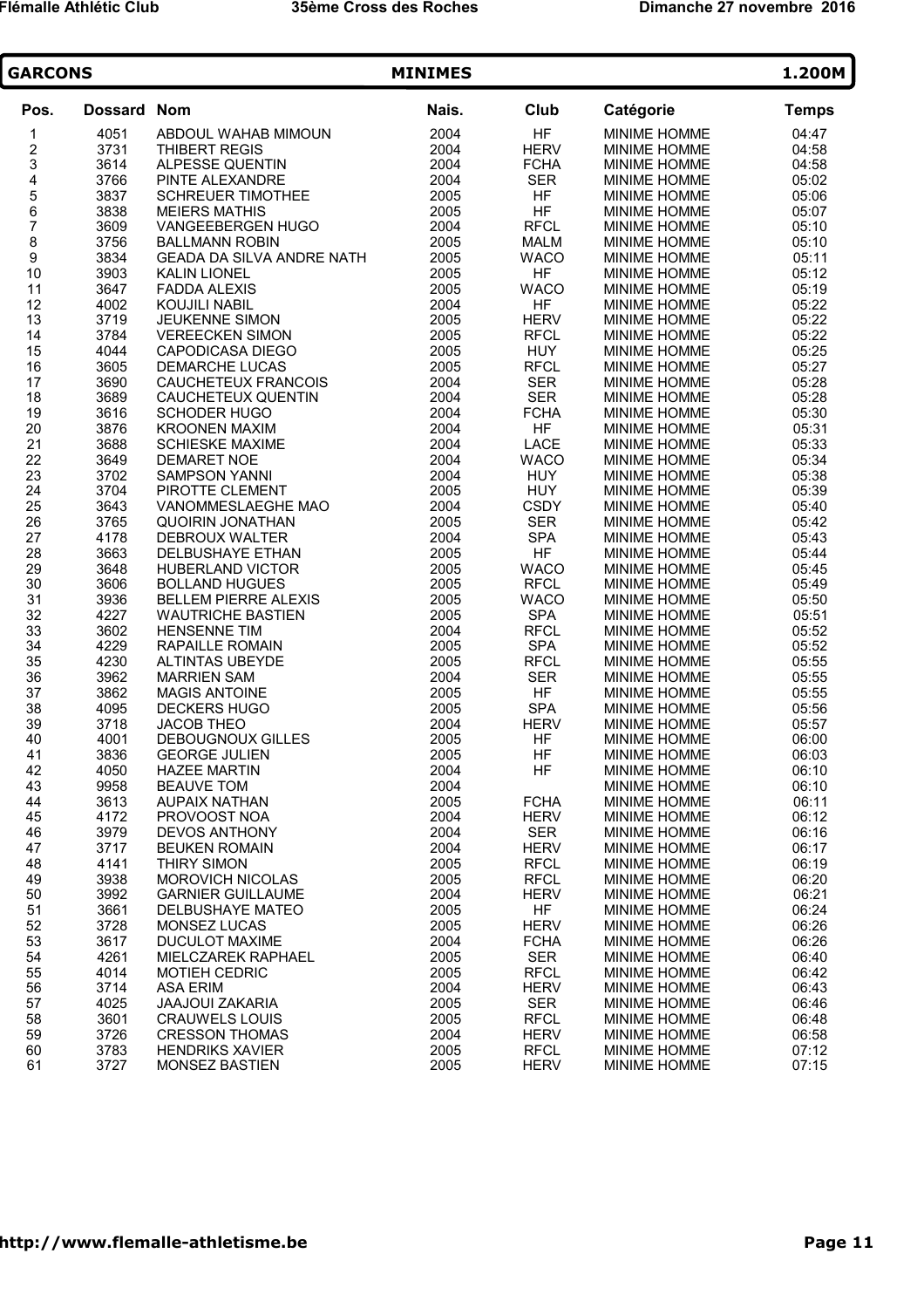## GARCONS — MINIMES — 1.200M

| Pos. | Dossard | Nom | Nais. | Club | Catégorie | Temps |
|---|---|---|---|---|---|---|
| 1 | 4051 | ABDOUL WAHAB MIMOUN | 2004 | HF | MINIME HOMME | 04:47 |
| 2 | 3731 | THIBERT REGIS | 2004 | HERV | MINIME HOMME | 04:58 |
| 3 | 3614 | ALPESSE QUENTIN | 2004 | FCHA | MINIME HOMME | 04:58 |
| 4 | 3766 | PINTE ALEXANDRE | 2004 | SER | MINIME HOMME | 05:02 |
| 5 | 3837 | SCHREUER TIMOTHEE | 2005 | HF | MINIME HOMME | 05:06 |
| 6 | 3838 | MEIERS MATHIS | 2005 | HF | MINIME HOMME | 05:07 |
| 7 | 3609 | VANGEEBERGEN HUGO | 2004 | RFCL | MINIME HOMME | 05:10 |
| 8 | 3756 | BALLMANN ROBIN | 2005 | MALM | MINIME HOMME | 05:10 |
| 9 | 3834 | GEADA DA SILVA ANDRE NATH | 2005 | WACO | MINIME HOMME | 05:11 |
| 10 | 3903 | KALIN LIONEL | 2005 | HF | MINIME HOMME | 05:12 |
| 11 | 3647 | FADDA ALEXIS | 2005 | WACO | MINIME HOMME | 05:19 |
| 12 | 4002 | KOUJILI NABIL | 2004 | HF | MINIME HOMME | 05:22 |
| 13 | 3719 | JEUKENNE SIMON | 2005 | HERV | MINIME HOMME | 05:22 |
| 14 | 3784 | VEREECKEN SIMON | 2005 | RFCL | MINIME HOMME | 05:22 |
| 15 | 4044 | CAPODICASA DIEGO | 2005 | HUY | MINIME HOMME | 05:25 |
| 16 | 3605 | DEMARCHE LUCAS | 2005 | RFCL | MINIME HOMME | 05:27 |
| 17 | 3690 | CAUCHETEUX FRANCOIS | 2004 | SER | MINIME HOMME | 05:28 |
| 18 | 3689 | CAUCHETEUX QUENTIN | 2004 | SER | MINIME HOMME | 05:28 |
| 19 | 3616 | SCHODER HUGO | 2004 | FCHA | MINIME HOMME | 05:30 |
| 20 | 3876 | KROONEN MAXIM | 2004 | HF | MINIME HOMME | 05:31 |
| 21 | 3688 | SCHIESKE MAXIME | 2004 | LACE | MINIME HOMME | 05:33 |
| 22 | 3649 | DEMARET NOE | 2004 | WACO | MINIME HOMME | 05:34 |
| 23 | 3702 | SAMPSON YANNI | 2004 | HUY | MINIME HOMME | 05:38 |
| 24 | 3704 | PIROTTE CLEMENT | 2005 | HUY | MINIME HOMME | 05:39 |
| 25 | 3643 | VANOMMESLAEGHE MAO | 2004 | CSDY | MINIME HOMME | 05:40 |
| 26 | 3765 | QUOIRIN JONATHAN | 2005 | SER | MINIME HOMME | 05:42 |
| 27 | 4178 | DEBROUX WALTER | 2004 | SPA | MINIME HOMME | 05:43 |
| 28 | 3663 | DELBUSHAYE ETHAN | 2005 | HF | MINIME HOMME | 05:44 |
| 29 | 3648 | HUBERLAND VICTOR | 2005 | WACO | MINIME HOMME | 05:45 |
| 30 | 3606 | BOLLAND HUGUES | 2005 | RFCL | MINIME HOMME | 05:49 |
| 31 | 3936 | BELLEM PIERRE ALEXIS | 2005 | WACO | MINIME HOMME | 05:50 |
| 32 | 4227 | WAUTRICHE BASTIEN | 2005 | SPA | MINIME HOMME | 05:51 |
| 33 | 3602 | HENSENNE TIM | 2004 | RFCL | MINIME HOMME | 05:52 |
| 34 | 4229 | RAPAILLE ROMAIN | 2005 | SPA | MINIME HOMME | 05:52 |
| 35 | 4230 | ALTINTAS UBEYDE | 2005 | RFCL | MINIME HOMME | 05:55 |
| 36 | 3962 | MARRIEN SAM | 2004 | SER | MINIME HOMME | 05:55 |
| 37 | 3862 | MAGIS ANTOINE | 2005 | HF | MINIME HOMME | 05:55 |
| 38 | 4095 | DECKERS HUGO | 2005 | SPA | MINIME HOMME | 05:56 |
| 39 | 3718 | JACOB THEO | 2004 | HERV | MINIME HOMME | 05:57 |
| 40 | 4001 | DEBOUGNOUX GILLES | 2005 | HF | MINIME HOMME | 06:00 |
| 41 | 3836 | GEORGE JULIEN | 2005 | HF | MINIME HOMME | 06:03 |
| 42 | 4050 | HAZEE MARTIN | 2004 | HF | MINIME HOMME | 06:10 |
| 43 | 9958 | BEAUVE TOM | 2004 | | MINIME HOMME | 06:10 |
| 44 | 3613 | AUPAIX NATHAN | 2005 | FCHA | MINIME HOMME | 06:11 |
| 45 | 4172 | PROVOOST NOA | 2004 | HERV | MINIME HOMME | 06:12 |
| 46 | 3979 | DEVOS ANTHONY | 2004 | SER | MINIME HOMME | 06:16 |
| 47 | 3717 | BEUKEN ROMAIN | 2004 | HERV | MINIME HOMME | 06:17 |
| 48 | 4141 | THIRY SIMON | 2005 | RFCL | MINIME HOMME | 06:19 |
| 49 | 3938 | MOROVICH NICOLAS | 2005 | RFCL | MINIME HOMME | 06:20 |
| 50 | 3992 | GARNIER GUILLAUME | 2004 | HERV | MINIME HOMME | 06:21 |
| 51 | 3661 | DELBUSHAYE MATEO | 2005 | HF | MINIME HOMME | 06:24 |
| 52 | 3728 | MONSEZ LUCAS | 2005 | HERV | MINIME HOMME | 06:26 |
| 53 | 3617 | DUCULOT MAXIME | 2004 | FCHA | MINIME HOMME | 06:26 |
| 54 | 4261 | MIELCZAREK RAPHAEL | 2005 | SER | MINIME HOMME | 06:40 |
| 55 | 4014 | MOTIEH CEDRIC | 2005 | RFCL | MINIME HOMME | 06:42 |
| 56 | 3714 | ASA ERIM | 2004 | HERV | MINIME HOMME | 06:43 |
| 57 | 4025 | JAAJOUI ZAKARIA | 2005 | SER | MINIME HOMME | 06:46 |
| 58 | 3601 | CRAUWELS LOUIS | 2005 | RFCL | MINIME HOMME | 06:48 |
| 59 | 3726 | CRESSON THOMAS | 2004 | HERV | MINIME HOMME | 06:58 |
| 60 | 3783 | HENDRIKS XAVIER | 2005 | RFCL | MINIME HOMME | 07:12 |
| 61 | 3727 | MONSEZ BASTIEN | 2005 | HERV | MINIME HOMME | 07:15 |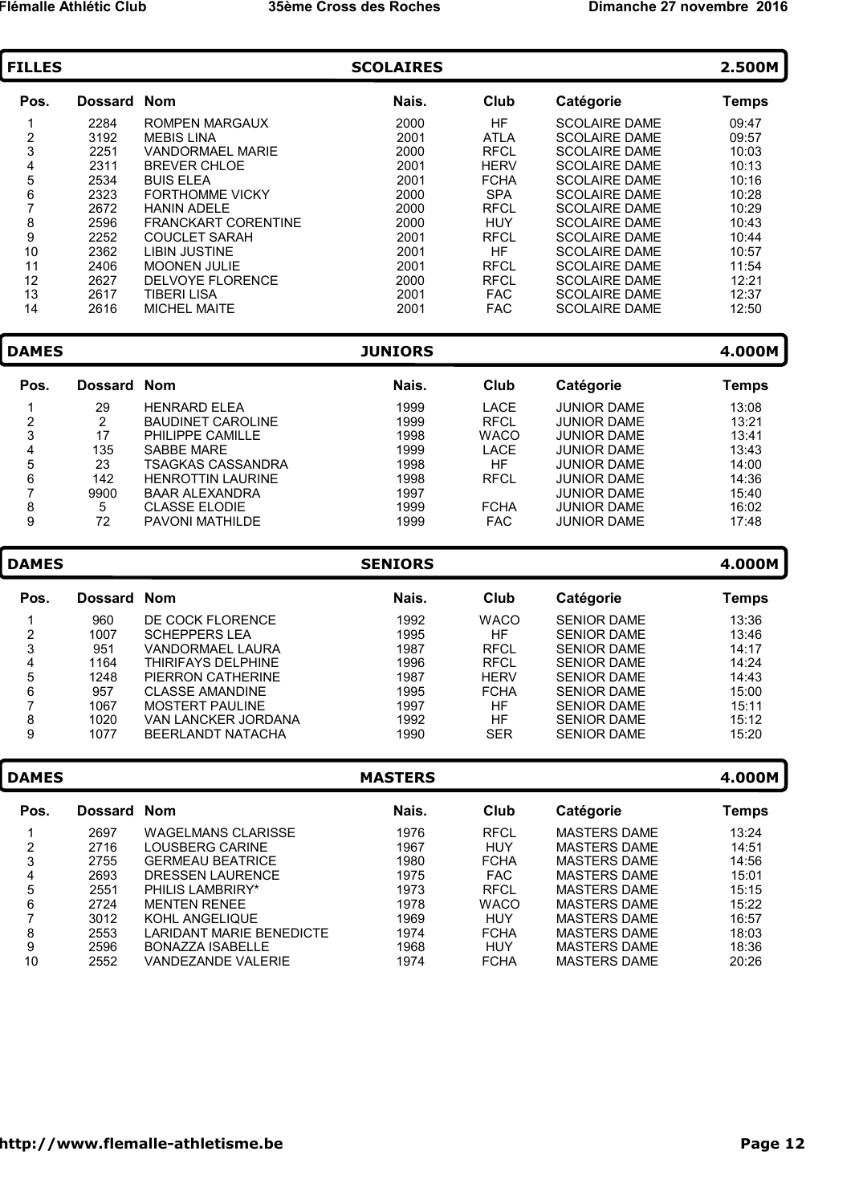## FILLES — SCOLAIRES — 2.500M

| Pos. | Dossard | Nom | Nais. | Club | Catégorie | Temps |
|---|---|---|---|---|---|---|
| 1 | 2284 | ROMPEN MARGAUX | 2000 | HF | SCOLAIRE DAME | 09:47 |
| 2 | 3192 | MEBIS LINA | 2001 | ATLA | SCOLAIRE DAME | 09:57 |
| 3 | 2251 | VANDORMAEL MARIE | 2000 | RFCL | SCOLAIRE DAME | 10:03 |
| 4 | 2311 | BREVER CHLOE | 2001 | HERV | SCOLAIRE DAME | 10:13 |
| 5 | 2534 | BUIS ELEA | 2001 | FCHA | SCOLAIRE DAME | 10:16 |
| 6 | 2323 | FORTHOMME VICKY | 2000 | SPA | SCOLAIRE DAME | 10:28 |
| 7 | 2672 | HANIN ADELE | 2000 | RFCL | SCOLAIRE DAME | 10:29 |
| 8 | 2596 | FRANCKART CORENTINE | 2000 | HUY | SCOLAIRE DAME | 10:43 |
| 9 | 2252 | COUCLET SARAH | 2001 | RFCL | SCOLAIRE DAME | 10:44 |
| 10 | 2362 | LIBIN JUSTINE | 2001 | HF | SCOLAIRE DAME | 10:57 |
| 11 | 2406 | MOONEN JULIE | 2001 | RFCL | SCOLAIRE DAME | 11:54 |
| 12 | 2627 | DELVOYE FLORENCE | 2000 | RFCL | SCOLAIRE DAME | 12:21 |
| 13 | 2617 | TIBERI LISA | 2001 | FAC | SCOLAIRE DAME | 12:37 |
| 14 | 2616 | MICHEL MAITE | 2001 | FAC | SCOLAIRE DAME | 12:50 |

## DAMES — JUNIORS — 4.000M

| Pos. | Dossard | Nom | Nais. | Club | Catégorie | Temps |
|---|---|---|---|---|---|---|
| 1 | 29 | HENRARD ELEA | 1999 | LACE | JUNIOR DAME | 13:08 |
| 2 | 2 | BAUDINET CAROLINE | 1999 | RFCL | JUNIOR DAME | 13:21 |
| 3 | 17 | PHILIPPE CAMILLE | 1998 | WACO | JUNIOR DAME | 13:41 |
| 4 | 135 | SABBE MARE | 1999 | LACE | JUNIOR DAME | 13:43 |
| 5 | 23 | TSAGKAS CASSANDRA | 1998 | HF | JUNIOR DAME | 14:00 |
| 6 | 142 | HENROTTIN LAURINE | 1998 | RFCL | JUNIOR DAME | 14:36 |
| 7 | 9900 | BAAR ALEXANDRA | 1997 | | JUNIOR DAME | 15:40 |
| 8 | 5 | CLASSE ELODIE | 1999 | FCHA | JUNIOR DAME | 16:02 |
| 9 | 72 | PAVONI MATHILDE | 1999 | FAC | JUNIOR DAME | 17:48 |

## DAMES — SENIORS — 4.000M

| Pos. | Dossard | Nom | Nais. | Club | Catégorie | Temps |
|---|---|---|---|---|---|---|
| 1 | 960 | DE COCK FLORENCE | 1992 | WACO | SENIOR DAME | 13:36 |
| 2 | 1007 | SCHEPPERS LEA | 1995 | HF | SENIOR DAME | 13:46 |
| 3 | 951 | VANDORMAEL LAURA | 1987 | RFCL | SENIOR DAME | 14:17 |
| 4 | 1164 | THIRIFAYS DELPHINE | 1996 | RFCL | SENIOR DAME | 14:24 |
| 5 | 1248 | PIERRON CATHERINE | 1987 | HERV | SENIOR DAME | 14:43 |
| 6 | 957 | CLASSE AMANDINE | 1995 | FCHA | SENIOR DAME | 15:00 |
| 7 | 1067 | MOSTERT PAULINE | 1997 | HF | SENIOR DAME | 15:11 |
| 8 | 1020 | VAN LANCKER JORDANA | 1992 | HF | SENIOR DAME | 15:12 |
| 9 | 1077 | BEERLANDT NATACHA | 1990 | SER | SENIOR DAME | 15:20 |

## DAMES — MASTERS — 4.000M

| Pos. | Dossard | Nom | Nais. | Club | Catégorie | Temps |
|---|---|---|---|---|---|---|
| 1 | 2697 | WAGELMANS CLARISSE | 1976 | RFCL | MASTERS DAME | 13:24 |
| 2 | 2716 | LOUSBERG CARINE | 1967 | HUY | MASTERS DAME | 14:51 |
| 3 | 2755 | GERMEAU BEATRICE | 1980 | FCHA | MASTERS DAME | 14:56 |
| 4 | 2693 | DRESSEN LAURENCE | 1975 | FAC | MASTERS DAME | 15:01 |
| 5 | 2551 | PHILIS LAMBRIRY* | 1973 | RFCL | MASTERS DAME | 15:15 |
| 6 | 2724 | MENTEN RENEE | 1978 | WACO | MASTERS DAME | 15:22 |
| 7 | 3012 | KOHL ANGELIQUE | 1969 | HUY | MASTERS DAME | 16:57 |
| 8 | 2553 | LARIDANT MARIE BENEDICTE | 1974 | FCHA | MASTERS DAME | 18:03 |
| 9 | 2596 | BONAZZA ISABELLE | 1968 | HUY | MASTERS DAME | 18:36 |
| 10 | 2552 | VANDEZANDE VALERIE | 1974 | FCHA | MASTERS DAME | 20:26 |